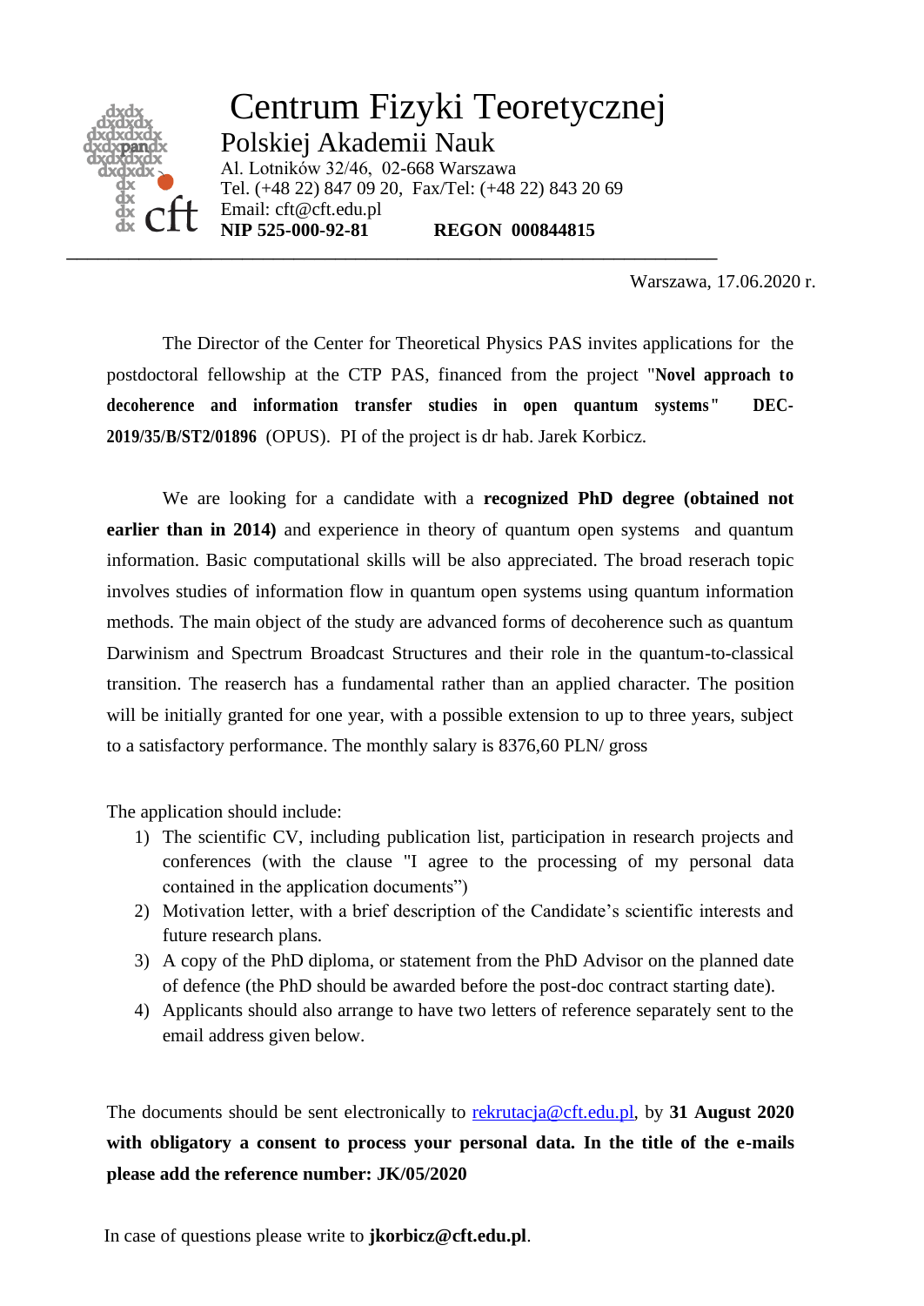# Centrum Fizyki Teoretycznej

## Polskiej Akademii Nauk

Al. Lotników 32/46, 02-668 Warszawa
Tel. (+48 22) 847 09 20, Fax/Tel: (+48 22) 843 20 69
Email: cft@cft.edu.pl
**NIP 525-000-92-81** **REGON 000844815**

---

Warszawa, 17.06.2020 r.

The Director of the Center for Theoretical Physics PAS invites applications for the postdoctoral fellowship at the CTP PAS, financed from the project "**Novel approach to decoherence and information transfer studies in open quantum systems**" **DEC-2019/35/B/ST2/01896** (OPUS). PI of the project is dr hab. Jarek Korbicz.

We are looking for a candidate with a **recognized PhD degree (obtained not earlier than in 2014)** and experience in theory of quantum open systems and quantum information. Basic computational skills will be also appreciated. The broad reserach topic involves studies of information flow in quantum open systems using quantum information methods. The main object of the study are advanced forms of decoherence such as quantum Darwinism and Spectrum Broadcast Structures and their role in the quantum-to-classical transition. The reaserch has a fundamental rather than an applied character. The position will be initially granted for one year, with a possible extension to up to three years, subject to a satisfactory performance. The monthly salary is 8376,60 PLN/ gross

The application should include:

1) The scientific CV, including publication list, participation in research projects and conferences (with the clause "I agree to the processing of my personal data contained in the application documents")
2) Motivation letter, with a brief description of the Candidate's scientific interests and future research plans.
3) A copy of the PhD diploma, or statement from the PhD Advisor on the planned date of defence (the PhD should be awarded before the post-doc contract starting date).
4) Applicants should also arrange to have two letters of reference separately sent to the email address given below.

The documents should be sent electronically to rekrutacja@cft.edu.pl, by **31 August 2020 with obligatory a consent to process your personal data. In the title of the e-mails please add the reference number: JK/05/2020**

In case of questions please write to **jkorbicz@cft.edu.pl**.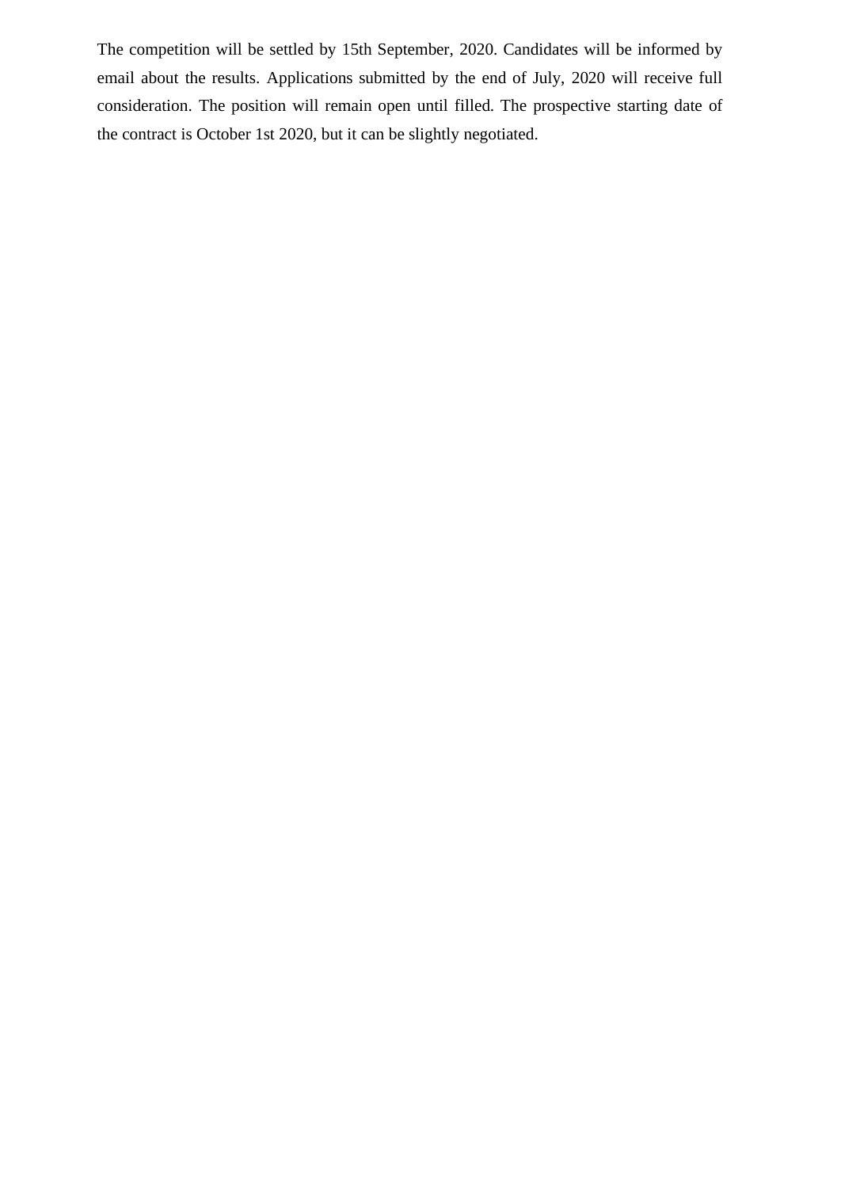The competition will be settled by 15th September, 2020. Candidates will be informed by email about the results. Applications submitted by the end of July, 2020 will receive full consideration. The position will remain open until filled. The prospective starting date of the contract is October 1st 2020, but it can be slightly negotiated.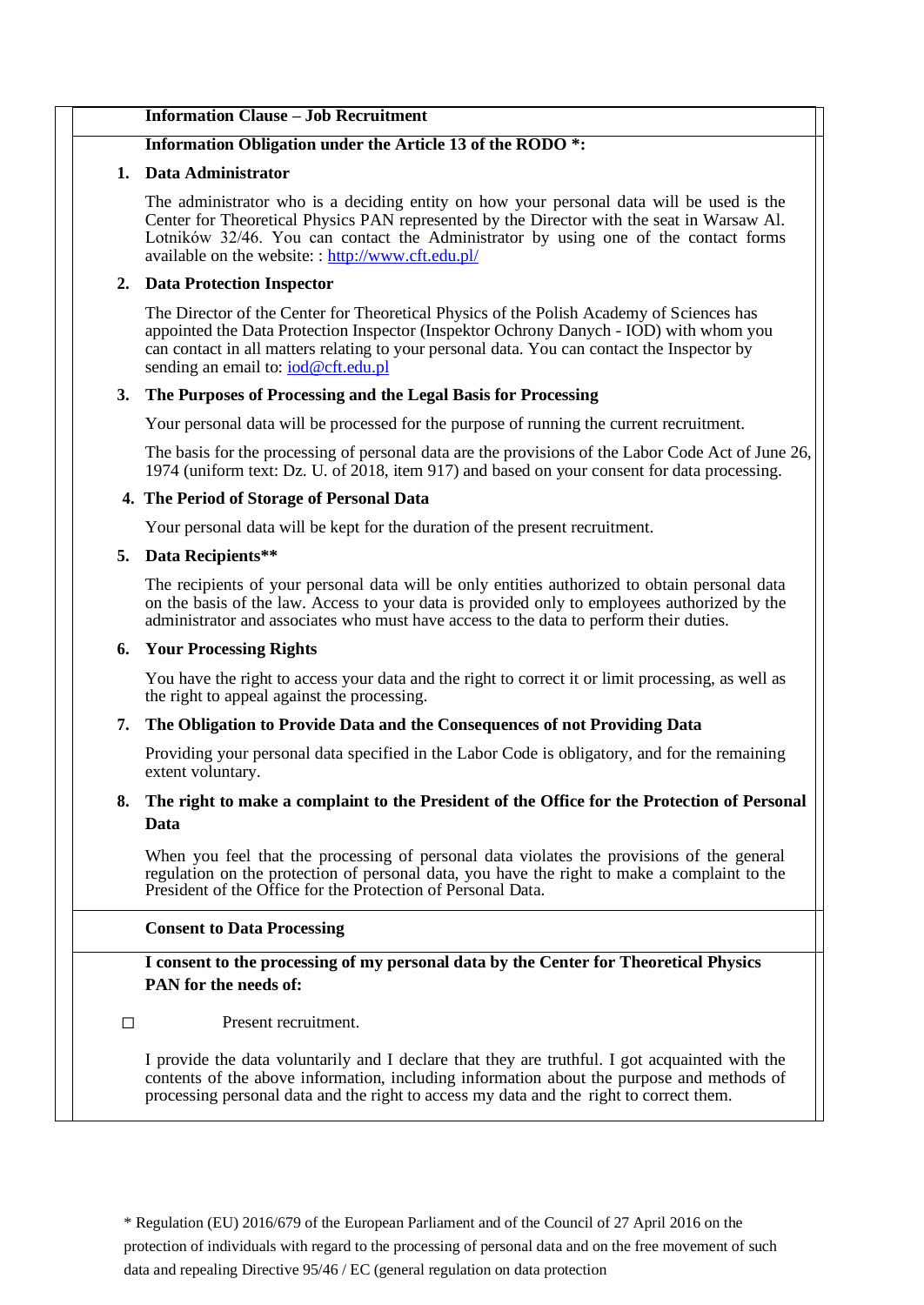**Information Clause – Job Recruitment**

**Information Obligation under the Article 13 of the RODO *:**

1. **Data Administrator**

   The administrator who is a deciding entity on how your personal data will be used is the Center for Theoretical Physics PAN represented by the Director with the seat in Warsaw Al. Lotników 32/46. You can contact the Administrator by using one of the contact forms available on the website: : http://www.cft.edu.pl/

2. **Data Protection Inspector**

   The Director of the Center for Theoretical Physics of the Polish Academy of Sciences has appointed the Data Protection Inspector (Inspektor Ochrony Danych - IOD) with whom you can contact in all matters relating to your personal data. You can contact the Inspector by sending an email to: iod@cft.edu.pl

3. **The Purposes of Processing and the Legal Basis for Processing**

   Your personal data will be processed for the purpose of running the current recruitment.

   The basis for the processing of personal data are the provisions of the Labor Code Act of June 26, 1974 (uniform text: Dz. U. of 2018, item 917) and based on your consent for data processing.

4. **The Period of Storage of Personal Data**

   Your personal data will be kept for the duration of the present recruitment.

5. **Data Recipients****

   The recipients of your personal data will be only entities authorized to obtain personal data on the basis of the law. Access to your data is provided only to employees authorized by the administrator and associates who must have access to the data to perform their duties.

6. **Your Processing Rights**

   You have the right to access your data and the right to correct it or limit processing, as well as the right to appeal against the processing.

7. **The Obligation to Provide Data and the Consequences of not Providing Data**

   Providing your personal data specified in the Labor Code is obligatory, and for the remaining extent voluntary.

8. **The right to make a complaint to the President of the Office for the Protection of Personal Data**

   When you feel that the processing of personal data violates the provisions of the general regulation on the protection of personal data, you have the right to make a complaint to the President of the Office for the Protection of Personal Data.

**Consent to Data Processing**

**I consent to the processing of my personal data by the Center for Theoretical Physics PAN for the needs of:**

☐ Present recruitment.

I provide the data voluntarily and I declare that they are truthful. I got acquainted with the contents of the above information, including information about the purpose and methods of processing personal data and the right to access my data and the right to correct them.

* Regulation (EU) 2016/679 of the European Parliament and of the Council of 27 April 2016 on the protection of individuals with regard to the processing of personal data and on the free movement of such data and repealing Directive 95/46 / EC (general regulation on data protection